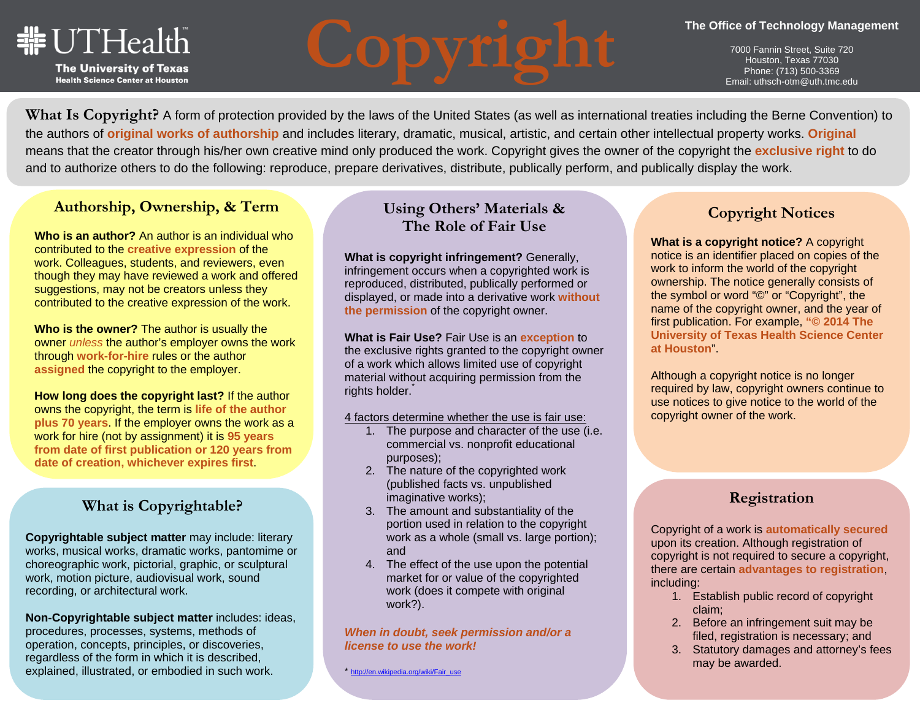UTHealth

The University of Texas Health Science Center at Houston

# Copyright

**The Office of Technology Management**

7000 Fannin Street, Suite 720
Houston, Texas 77030
Phone: (713) 500-3369
Email: uthsch-otm@uth.tmc.edu

**What Is Copyright?** A form of protection provided by the laws of the United States (as well as international treaties including the Berne Convention) to the authors of **original works of authorship** and includes literary, dramatic, musical, artistic, and certain other intellectual property works. **Original** means that the creator through his/her own creative mind only produced the work. Copyright gives the owner of the copyright the **exclusive right** to do and to authorize others to do the following: reproduce, prepare derivatives, distribute, publically perform, and publically display the work.

## Authorship, Ownership, & Term

**Who is an author?** An author is an individual who contributed to the **creative expression** of the work. Colleagues, students, and reviewers, even though they may have reviewed a work and offered suggestions, may not be creators unless they contributed to the creative expression of the work.

**Who is the owner?** The author is usually the owner *unless* the author's employer owns the work through **work-for-hire** rules or the author **assigned** the copyright to the employer.

**How long does the copyright last?** If the author owns the copyright, the term is **life of the author plus 70 years**. If the employer owns the work as a work for hire (not by assignment) it is **95 years from date of first publication or 120 years from date of creation, whichever expires first**.

## What is Copyrightable?

**Copyrightable subject matter** may include: literary works, musical works, dramatic works, pantomime or choreographic work, pictorial, graphic, or sculptural work, motion picture, audiovisual work, sound recording, or architectural work.

**Non-Copyrightable subject matter** includes: ideas, procedures, processes, systems, methods of operation, concepts, principles, or discoveries, regardless of the form in which it is described, explained, illustrated, or embodied in such work.

## Using Others' Materials & The Role of Fair Use

**What is copyright infringement?** Generally, infringement occurs when a copyrighted work is reproduced, distributed, publically performed or displayed, or made into a derivative work **without the permission** of the copyright owner.

**What is Fair Use?** Fair Use is an **exception** to the exclusive rights granted to the copyright owner of a work which allows limited use of copyright material without acquiring permission from the rights holder.*

4 factors determine whether the use is fair use:

1. The purpose and character of the use (i.e. commercial vs. nonprofit educational purposes);
2. The nature of the copyrighted work (published facts vs. unpublished imaginative works);
3. The amount and substantiality of the portion used in relation to the copyright work as a whole (small vs. large portion); and
4. The effect of the use upon the potential market for or value of the copyrighted work (does it compete with original work?).

***When in doubt, seek permission and/or a license to use the work!***

* http://en.wikipedia.org/wiki/Fair_use

## Copyright Notices

**What is a copyright notice?** A copyright notice is an identifier placed on copies of the work to inform the world of the copyright ownership. The notice generally consists of the symbol or word "©" or "Copyright", the name of the copyright owner, and the year of first publication. For example, **"© 2014 The University of Texas Health Science Center at Houston"**.

Although a copyright notice is no longer required by law, copyright owners continue to use notices to give notice to the world of the copyright owner of the work.

## Registration

Copyright of a work is **automatically secured** upon its creation. Although registration of copyright is not required to secure a copyright, there are certain **advantages to registration**, including:

1. Establish public record of copyright claim;
2. Before an infringement suit may be filed, registration is necessary; and
3. Statutory damages and attorney's fees may be awarded.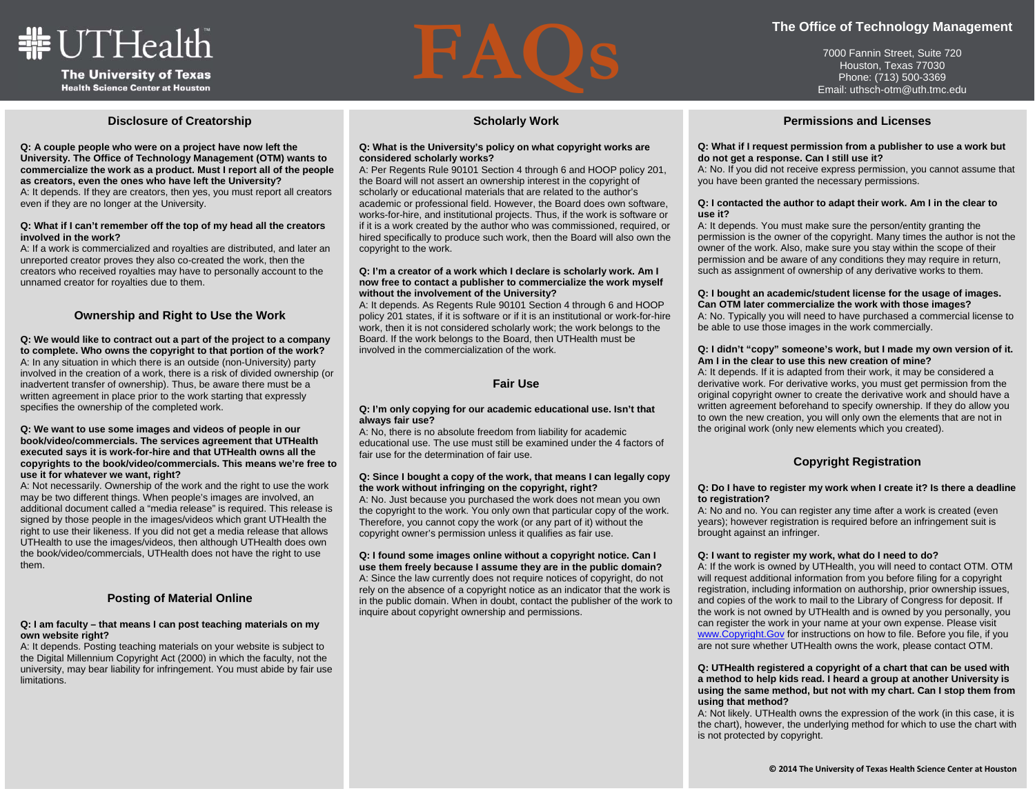UTHealth
The University of Texas
Health Science Center at Houston

# FAQs

**The Office of Technology Management**

7000 Fannin Street, Suite 720
Houston, Texas 77030
Phone: (713) 500-3369
Email: uthsch-otm@uth.tmc.edu

## Disclosure of Creatorship

**Q: A couple people who were on a project have now left the University. The Office of Technology Management (OTM) wants to commercialize the work as a product. Must I report all of the people as creators, even the ones who have left the University?**
A: It depends. If they are creators, then yes, you must report all creators even if they are no longer at the University.

**Q: What if I can't remember off the top of my head all the creators involved in the work?**
A: If a work is commercialized and royalties are distributed, and later an unreported creator proves they also co-created the work, then the creators who received royalties may have to personally account to the unnamed creator for royalties due to them.

## Ownership and Right to Use the Work

**Q: We would like to contract out a part of the project to a company to complete. Who owns the copyright to that portion of the work?**
A: In any situation in which there is an outside (non-University) party involved in the creation of a work, there is a risk of divided ownership (or inadvertent transfer of ownership). Thus, be aware there must be a written agreement in place prior to the work starting that expressly specifies the ownership of the completed work.

**Q: We want to use some images and videos of people in our book/video/commercials. The services agreement that UTHealth executed says it is work-for-hire and that UTHealth owns all the copyrights to the book/video/commercials. This means we're free to use it for whatever we want, right?**
A: Not necessarily. Ownership of the work and the right to use the work may be two different things. When people's images are involved, an additional document called a "media release" is required. This release is signed by those people in the images/videos which grant UTHealth the right to use their likeness. If you did not get a media release that allows UTHealth to use the images/videos, then although UTHealth does own the book/video/commercials, UTHealth does not have the right to use them.

## Posting of Material Online

**Q: I am faculty – that means I can post teaching materials on my own website right?**
A: It depends. Posting teaching materials on your website is subject to the Digital Millennium Copyright Act (2000) in which the faculty, not the university, may bear liability for infringement. You must abide by fair use limitations.

## Scholarly Work

**Q: What is the University's policy on what copyright works are considered scholarly works?**
A: Per Regents Rule 90101 Section 4 through 6 and HOOP policy 201, the Board will not assert an ownership interest in the copyright of scholarly or educational materials that are related to the author's academic or professional field. However, the Board does own software, works-for-hire, and institutional projects. Thus, if the work is software or if it is a work created by the author who was commissioned, required, or hired specifically to produce such work, then the Board will also own the copyright to the work.

**Q: I'm a creator of a work which I declare is scholarly work. Am I now free to contact a publisher to commercialize the work myself without the involvement of the University?**
A: It depends. As Regents Rule 90101 Section 4 through 6 and HOOP policy 201 states, if it is software or if it is an institutional or work-for-hire work, then it is not considered scholarly work; the work belongs to the Board. If the work belongs to the Board, then UTHealth must be involved in the commercialization of the work.

## Fair Use

**Q: I'm only copying for our academic educational use. Isn't that always fair use?**
A: No, there is no absolute freedom from liability for academic educational use. The use must still be examined under the 4 factors of fair use for the determination of fair use.

**Q: Since I bought a copy of the work, that means I can legally copy the work without infringing on the copyright, right?**
A: No. Just because you purchased the work does not mean you own the copyright to the work. You only own that particular copy of the work. Therefore, you cannot copy the work (or any part of it) without the copyright owner's permission unless it qualifies as fair use.

**Q: I found some images online without a copyright notice. Can I use them freely because I assume they are in the public domain?**
A: Since the law currently does not require notices of copyright, do not rely on the absence of a copyright notice as an indicator that the work is in the public domain. When in doubt, contact the publisher of the work to inquire about copyright ownership and permissions.

## Permissions and Licenses

**Q: What if I request permission from a publisher to use a work but do not get a response. Can I still use it?**
A: No. If you did not receive express permission, you cannot assume that you have been granted the necessary permissions.

**Q: I contacted the author to adapt their work. Am I in the clear to use it?**
A: It depends. You must make sure the person/entity granting the permission is the owner of the copyright. Many times the author is not the owner of the work. Also, make sure you stay within the scope of their permission and be aware of any conditions they may require in return, such as assignment of ownership of any derivative works to them.

**Q: I bought an academic/student license for the usage of images. Can OTM later commercialize the work with those images?**
A: No. Typically you will need to have purchased a commercial license to be able to use those images in the work commercially.

**Q: I didn't "copy" someone's work, but I made my own version of it. Am I in the clear to use this new creation of mine?**
A: It depends. If it is adapted from their work, it may be considered a derivative work. For derivative works, you must get permission from the original copyright owner to create the derivative work and should have a written agreement beforehand to specify ownership. If they do allow you to own the new creation, you will only own the elements that are not in the original work (only new elements which you created).

## Copyright Registration

**Q: Do I have to register my work when I create it? Is there a deadline to registration?**
A: No and no. You can register any time after a work is created (even years); however registration is required before an infringement suit is brought against an infringer.

**Q: I want to register my work, what do I need to do?**
A: If the work is owned by UTHealth, you will need to contact OTM. OTM will request additional information from you before filing for a copyright registration, including information on authorship, prior ownership issues, and copies of the work to mail to the Library of Congress for deposit. If the work is not owned by UTHealth and is owned by you personally, you can register the work in your name at your own expense. Please visit www.Copyright.Gov for instructions on how to file. Before you file, if you are not sure whether UTHealth owns the work, please contact OTM.

**Q: UTHealth registered a copyright of a chart that can be used with a method to help kids read. I heard a group at another University is using the same method, but not with my chart. Can I stop them from using that method?**
A: Not likely. UTHealth owns the expression of the work (in this case, it is the chart), however, the underlying method for which to use the chart with is not protected by copyright.

© 2014 The University of Texas Health Science Center at Houston